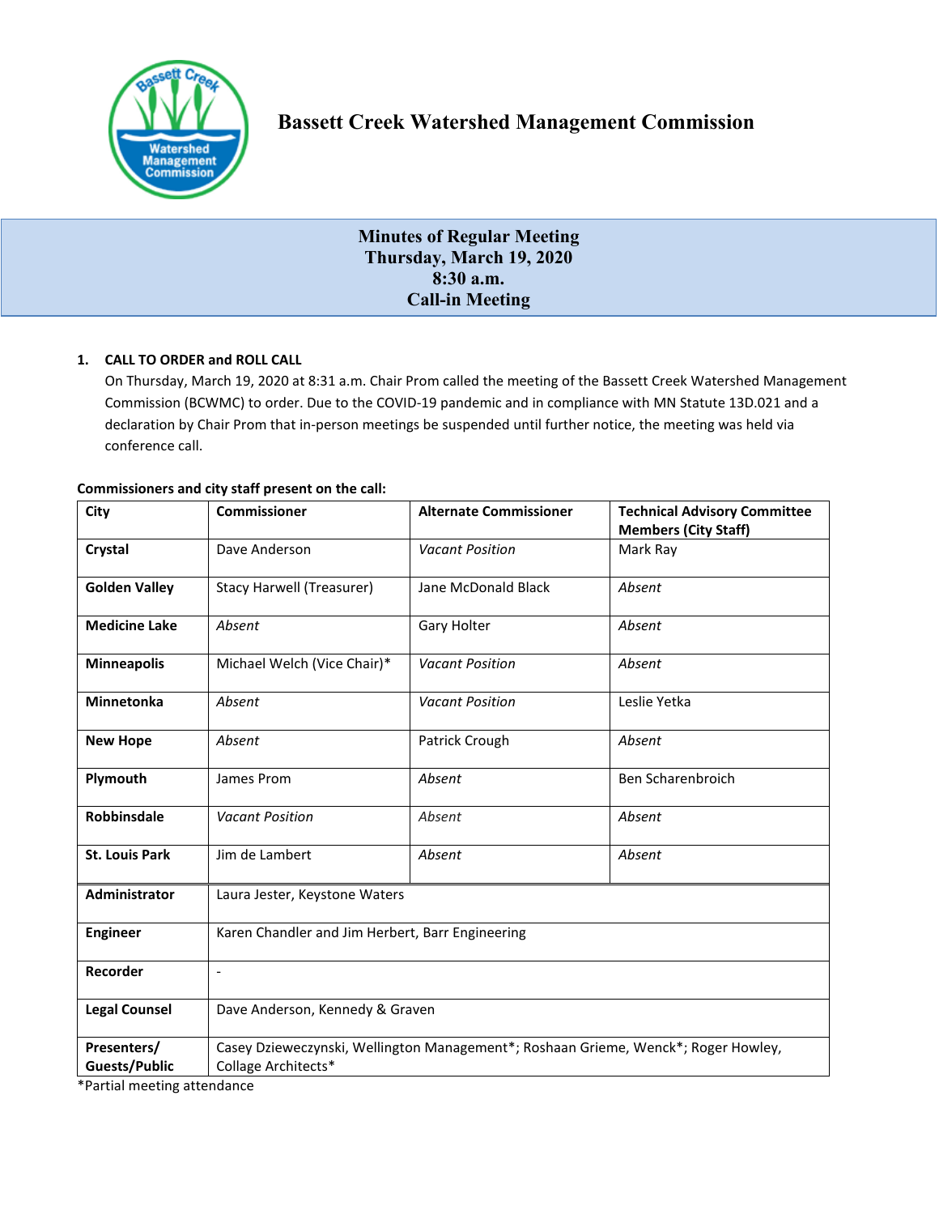# Bassett Creek Watershed Management Commission

## Minutes of Regular Meeting
## Thursday, March 19, 2020
## 8:30 a.m.
## Call-in Meeting

**1. CALL TO ORDER and ROLL CALL**

On Thursday, March 19, 2020 at 8:31 a.m. Chair Prom called the meeting of the Bassett Creek Watershed Management Commission (BCWMC) to order. Due to the COVID-19 pandemic and in compliance with MN Statute 13D.021 and a declaration by Chair Prom that in-person meetings be suspended until further notice, the meeting was held via conference call.

**Commissioners and city staff present on the call:**

| City | Commissioner | Alternate Commissioner | Technical Advisory Committee Members (City Staff) |
|---|---|---|---|
| **Crystal** | Dave Anderson | *Vacant Position* | Mark Ray |
| **Golden Valley** | Stacy Harwell (Treasurer) | Jane McDonald Black | *Absent* |
| **Medicine Lake** | *Absent* | Gary Holter | *Absent* |
| **Minneapolis** | Michael Welch (Vice Chair)* | *Vacant Position* | *Absent* |
| **Minnetonka** | *Absent* | *Vacant Position* | Leslie Yetka |
| **New Hope** | *Absent* | Patrick Crough | *Absent* |
| **Plymouth** | James Prom | *Absent* | Ben Scharenbroich |
| **Robbinsdale** | *Vacant Position* | *Absent* | *Absent* |
| **St. Louis Park** | Jim de Lambert | *Absent* | *Absent* |
| **Administrator** | Laura Jester, Keystone Waters | | |
| **Engineer** | Karen Chandler and Jim Herbert, Barr Engineering | | |
| **Recorder** | - | | |
| **Legal Counsel** | Dave Anderson, Kennedy & Graven | | |
| **Presenters/ Guests/Public** | Casey Dzieweczynski, Wellington Management*; Roshaan Grieme, Wenck*; Roger Howley, Collage Architects* | | |

*Partial meeting attendance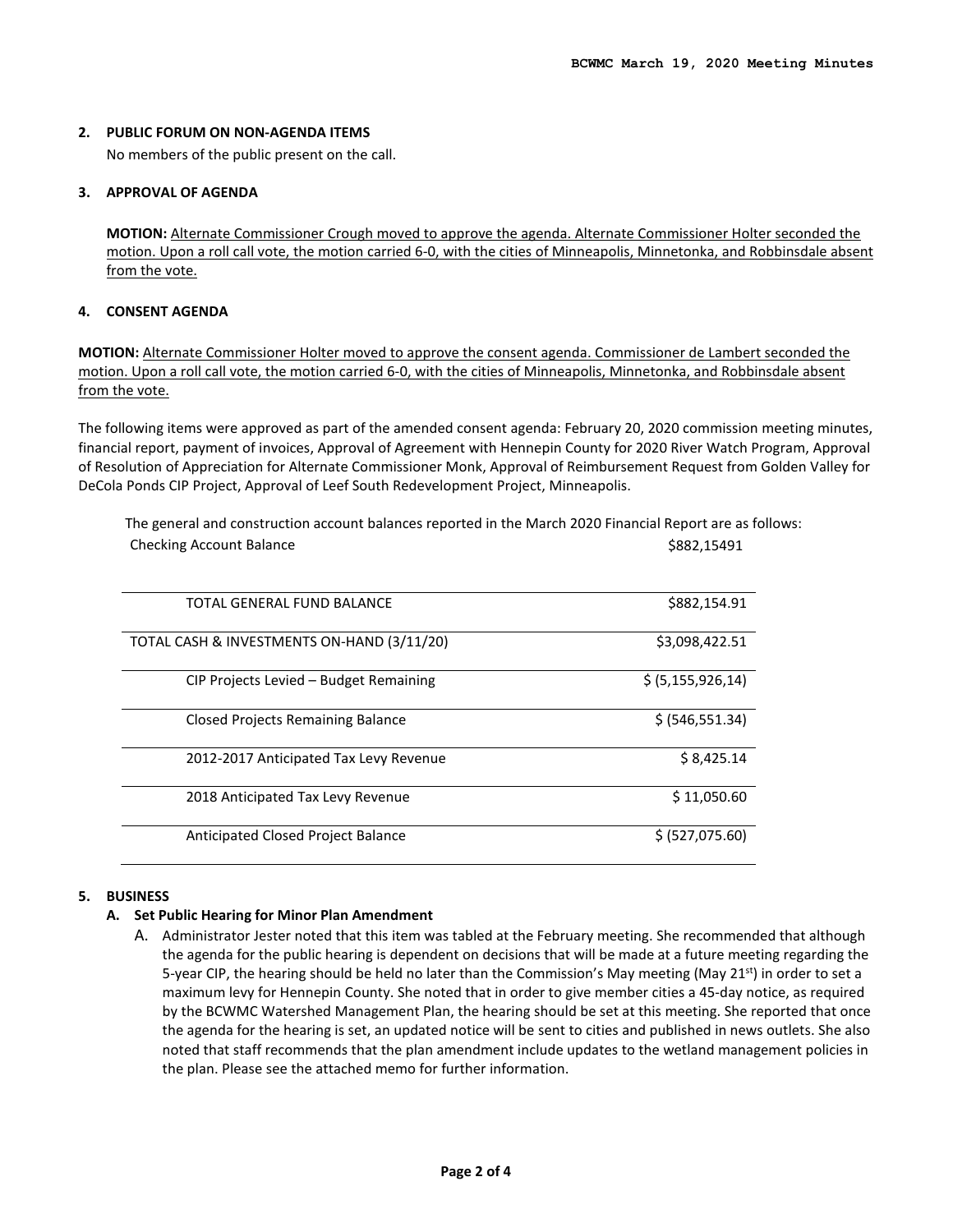## 2. PUBLIC FORUM ON NON-AGENDA ITEMS

No members of the public present on the call.

## 3. APPROVAL OF AGENDA

**MOTION:** <u>Alternate Commissioner Crough moved to approve the agenda. Alternate Commissioner Holter seconded the motion. Upon a roll call vote, the motion carried 6-0, with the cities of Minneapolis, Minnetonka, and Robbinsdale absent from the vote.</u>

## 4. CONSENT AGENDA

**MOTION:** <u>Alternate Commissioner Holter moved to approve the consent agenda. Commissioner de Lambert seconded the motion. Upon a roll call vote, the motion carried 6-0, with the cities of Minneapolis, Minnetonka, and Robbinsdale absent from the vote.</u>

The following items were approved as part of the amended consent agenda: February 20, 2020 commission meeting minutes, financial report, payment of invoices, Approval of Agreement with Hennepin County for 2020 River Watch Program, Approval of Resolution of Appreciation for Alternate Commissioner Monk, Approval of Reimbursement Request from Golden Valley for DeCola Ponds CIP Project, Approval of Leef South Redevelopment Project, Minneapolis.

The general and construction account balances reported in the March 2020 Financial Report are as follows:

| Checking Account Balance | $882,15491 |
|---|---|
| TOTAL GENERAL FUND BALANCE | $882,154.91 |
| TOTAL CASH & INVESTMENTS ON-HAND (3/11/20) | $3,098,422.51 |
| CIP Projects Levied – Budget Remaining | $ (5,155,926,14) |
| Closed Projects Remaining Balance | $ (546,551.34) |
| 2012-2017 Anticipated Tax Levy Revenue | $ 8,425.14 |
| 2018 Anticipated Tax Levy Revenue | $ 11,050.60 |
| Anticipated Closed Project Balance | $ (527,075.60) |

## 5. BUSINESS

### A. Set Public Hearing for Minor Plan Amendment

A. Administrator Jester noted that this item was tabled at the February meeting. She recommended that although the agenda for the public hearing is dependent on decisions that will be made at a future meeting regarding the 5-year CIP, the hearing should be held no later than the Commission's May meeting (May 21st) in order to set a maximum levy for Hennepin County. She noted that in order to give member cities a 45-day notice, as required by the BCWMC Watershed Management Plan, the hearing should be set at this meeting. She reported that once the agenda for the hearing is set, an updated notice will be sent to cities and published in news outlets. She also noted that staff recommends that the plan amendment include updates to the wetland management policies in the plan. Please see the attached memo for further information.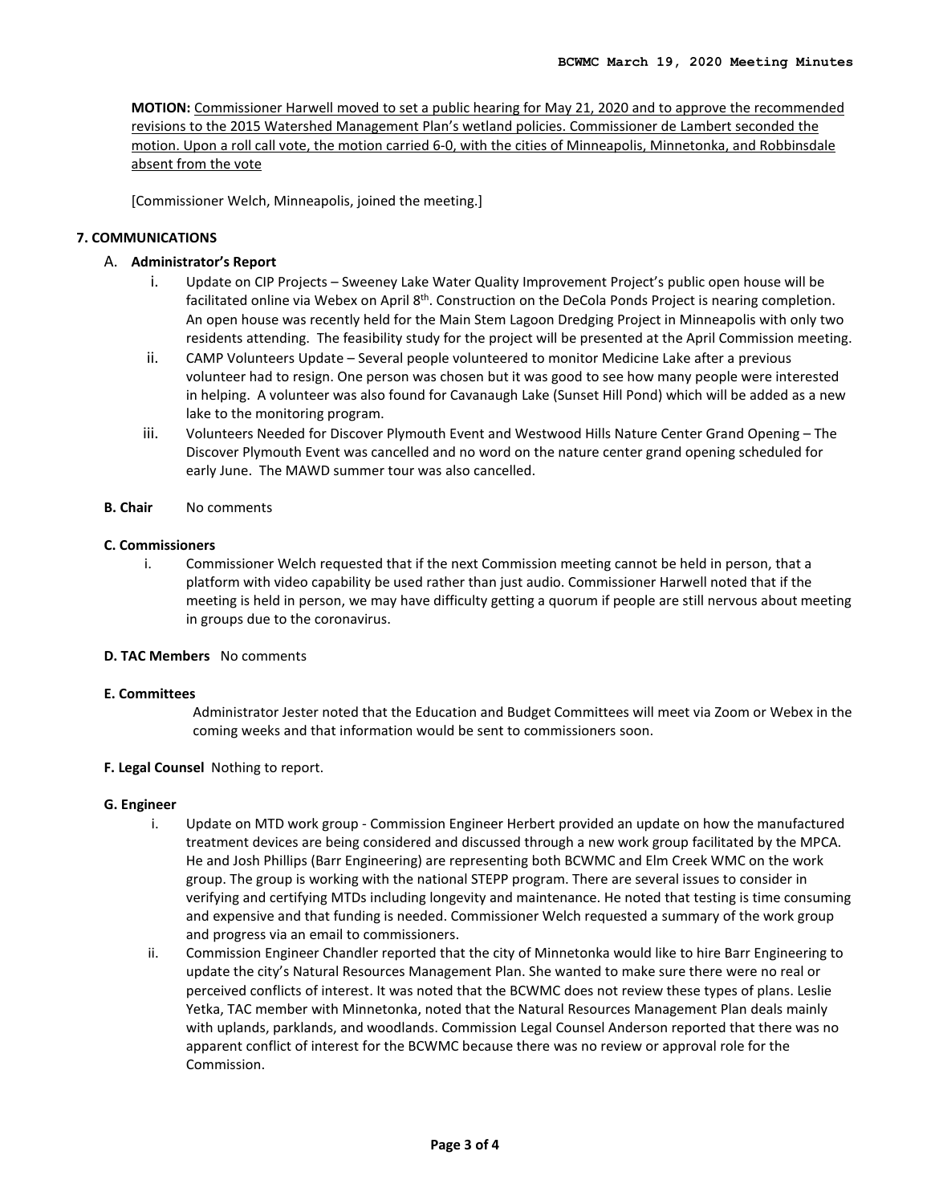**MOTION:** <u>Commissioner Harwell moved to set a public hearing for May 21, 2020 and to approve the recommended revisions to the 2015 Watershed Management Plan's wetland policies. Commissioner de Lambert seconded the motion. Upon a roll call vote, the motion carried 6-0, with the cities of Minneapolis, Minnetonka, and Robbinsdale absent from the vote</u>

[Commissioner Welch, Minneapolis, joined the meeting.]

## 7. COMMUNICATIONS

### A. Administrator's Report

i. Update on CIP Projects – Sweeney Lake Water Quality Improvement Project's public open house will be facilitated online via Webex on April 8th. Construction on the DeCola Ponds Project is nearing completion. An open house was recently held for the Main Stem Lagoon Dredging Project in Minneapolis with only two residents attending. The feasibility study for the project will be presented at the April Commission meeting.

ii. CAMP Volunteers Update – Several people volunteered to monitor Medicine Lake after a previous volunteer had to resign. One person was chosen but it was good to see how many people were interested in helping. A volunteer was also found for Cavanaugh Lake (Sunset Hill Pond) which will be added as a new lake to the monitoring program.

iii. Volunteers Needed for Discover Plymouth Event and Westwood Hills Nature Center Grand Opening – The Discover Plymouth Event was cancelled and no word on the nature center grand opening scheduled for early June. The MAWD summer tour was also cancelled.

**B. Chair** No comments

**C. Commissioners**

i. Commissioner Welch requested that if the next Commission meeting cannot be held in person, that a platform with video capability be used rather than just audio. Commissioner Harwell noted that if the meeting is held in person, we may have difficulty getting a quorum if people are still nervous about meeting in groups due to the coronavirus.

**D. TAC Members** No comments

**E. Committees**

Administrator Jester noted that the Education and Budget Committees will meet via Zoom or Webex in the coming weeks and that information would be sent to commissioners soon.

**F. Legal Counsel** Nothing to report.

**G. Engineer**

i. Update on MTD work group - Commission Engineer Herbert provided an update on how the manufactured treatment devices are being considered and discussed through a new work group facilitated by the MPCA. He and Josh Phillips (Barr Engineering) are representing both BCWMC and Elm Creek WMC on the work group. The group is working with the national STEPP program. There are several issues to consider in verifying and certifying MTDs including longevity and maintenance. He noted that testing is time consuming and expensive and that funding is needed. Commissioner Welch requested a summary of the work group and progress via an email to commissioners.

ii. Commission Engineer Chandler reported that the city of Minnetonka would like to hire Barr Engineering to update the city's Natural Resources Management Plan. She wanted to make sure there were no real or perceived conflicts of interest. It was noted that the BCWMC does not review these types of plans. Leslie Yetka, TAC member with Minnetonka, noted that the Natural Resources Management Plan deals mainly with uplands, parklands, and woodlands. Commission Legal Counsel Anderson reported that there was no apparent conflict of interest for the BCWMC because there was no review or approval role for the Commission.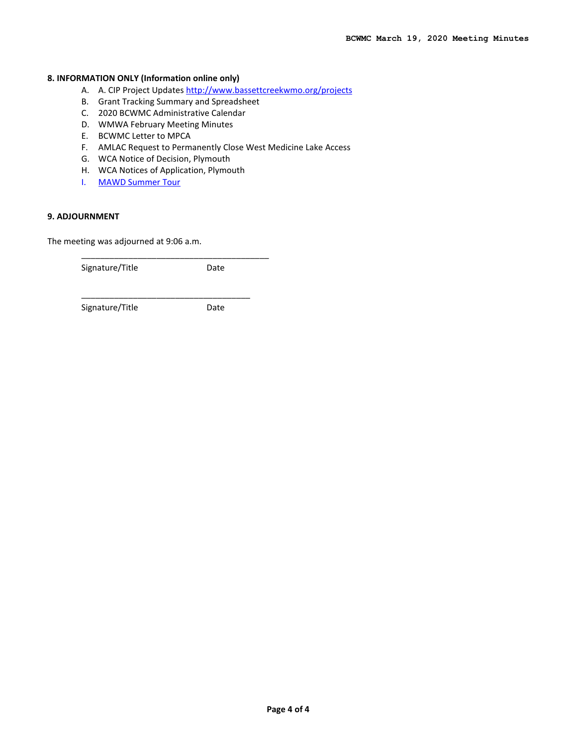**8. INFORMATION ONLY (Information online only)**

A. A. CIP Project Updates http://www.bassettcreekwmo.org/projects
B. Grant Tracking Summary and Spreadsheet
C. 2020 BCWMC Administrative Calendar
D. WMWA February Meeting Minutes
E. BCWMC Letter to MPCA
F. AMLAC Request to Permanently Close West Medicine Lake Access
G. WCA Notice of Decision, Plymouth
H. WCA Notices of Application, Plymouth
I. MAWD Summer Tour

**9. ADJOURNMENT**

The meeting was adjourned at 9:06 a.m.

\_\_\_\_\_\_\_\_\_\_\_\_\_\_\_\_\_\_\_\_\_\_\_\_\_\_\_\_\_\_\_\_\_\_\_\_\_\_\_\_\_\_

Signature/Title                    Date

\_\_\_\_\_\_\_\_\_\_\_\_\_\_\_\_\_\_\_\_\_\_\_\_\_\_\_\_\_\_\_\_\_\_\_\_\_\_

Signature/Title                    Date